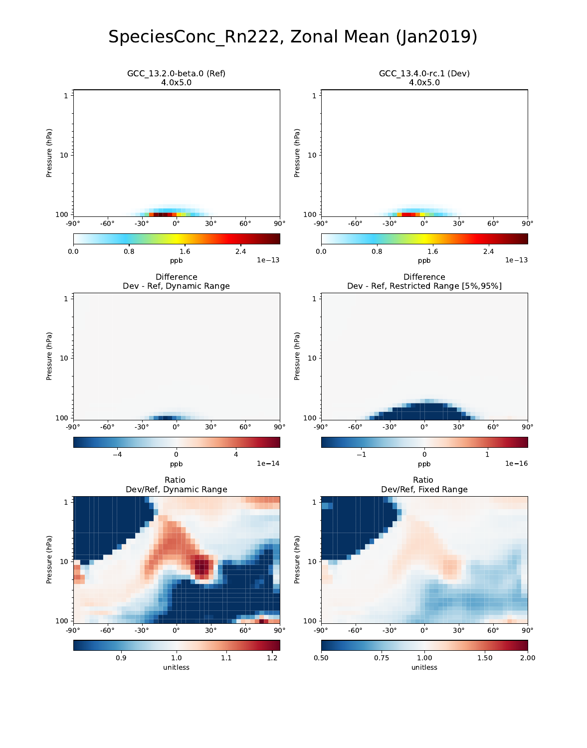# SpeciesConc_Rn222, Zonal Mean (Jan2019)

GCC_13.2.0-beta.0 (Ref)
4.0x5.0

GCC_13.4.0-rc.1 (Dev)
4.0x5.0

Difference
Dev - Ref, Dynamic Range

Difference
Dev - Ref, Restricted Range [5%,95%]

Ratio
Dev/Ref, Dynamic Range

Ratio
Dev/Ref, Fixed Range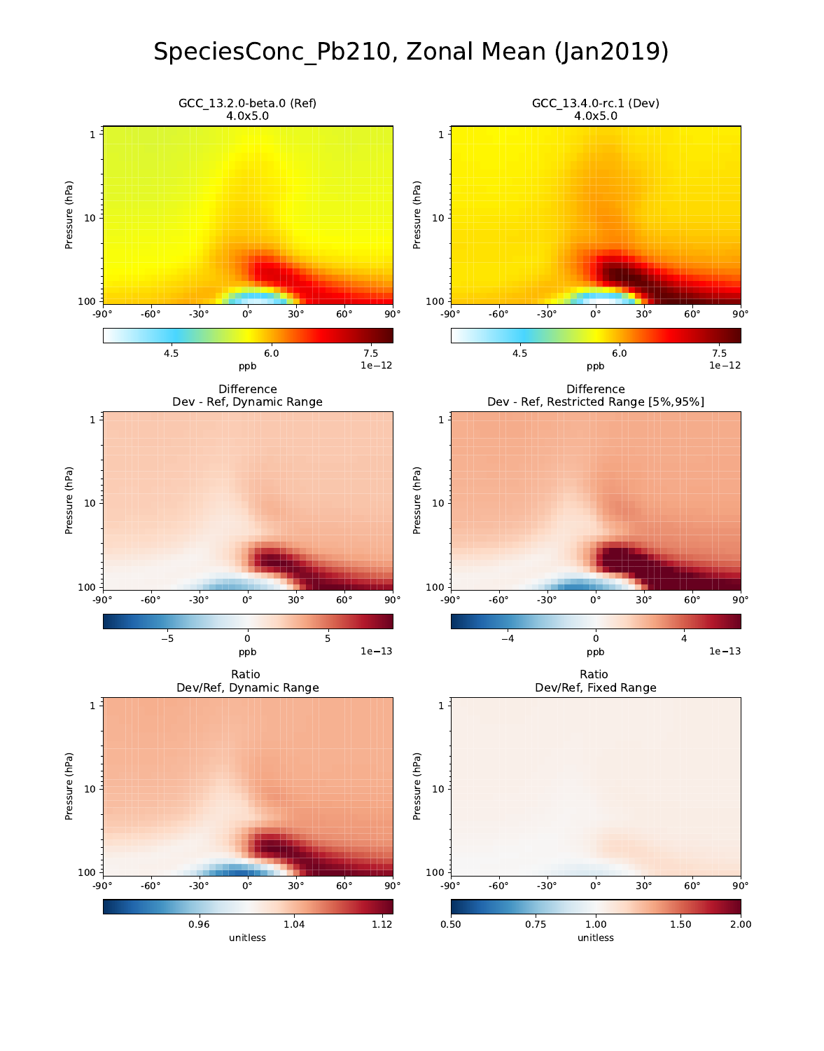# SpeciesConc_Pb210, Zonal Mean (Jan2019)

GCC_13.2.0-beta.0 (Ref)
4.0x5.0

GCC_13.4.0-rc.1 (Dev)
4.0x5.0

Difference
Dev - Ref, Dynamic Range

Difference
Dev - Ref, Restricted Range [5%,95%]

Ratio
Dev/Ref, Dynamic Range

Ratio
Dev/Ref, Fixed Range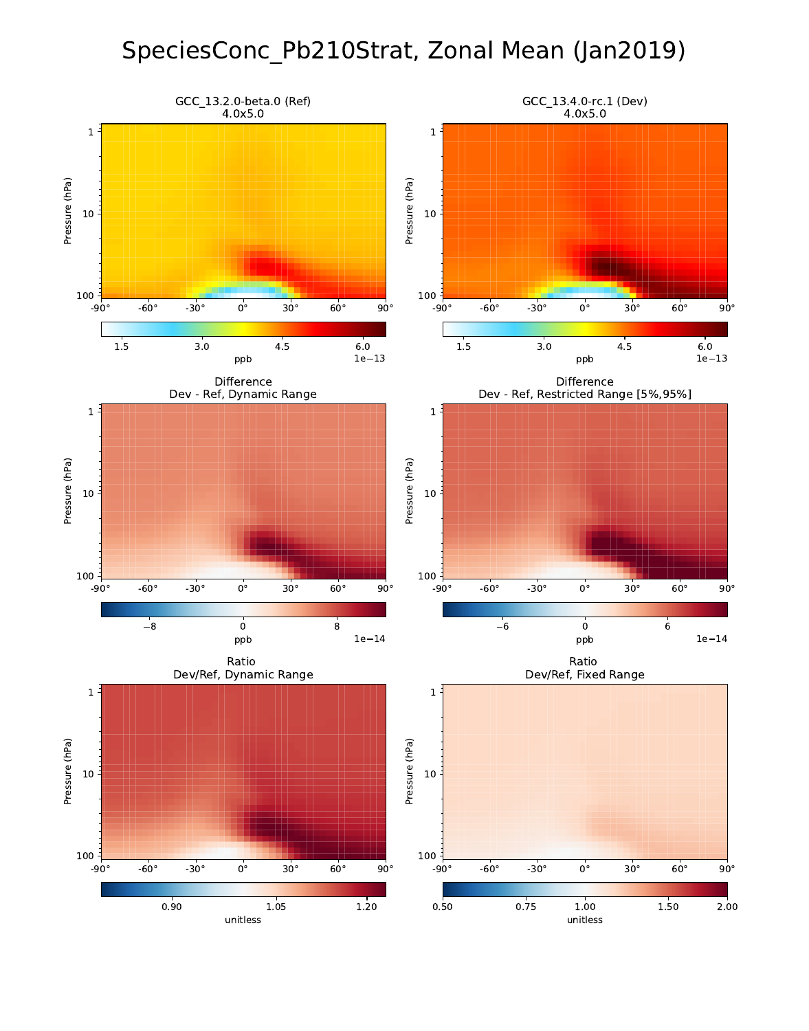# SpeciesConc_Pb210Strat, Zonal Mean (Jan2019)

GCC_13.2.0-beta.0 (Ref)
4.0x5.0

GCC_13.4.0-rc.1 (Dev)
4.0x5.0

Difference
Dev - Ref, Dynamic Range

Difference
Dev - Ref, Restricted Range [5%,95%]

Ratio
Dev/Ref, Dynamic Range

Ratio
Dev/Ref, Fixed Range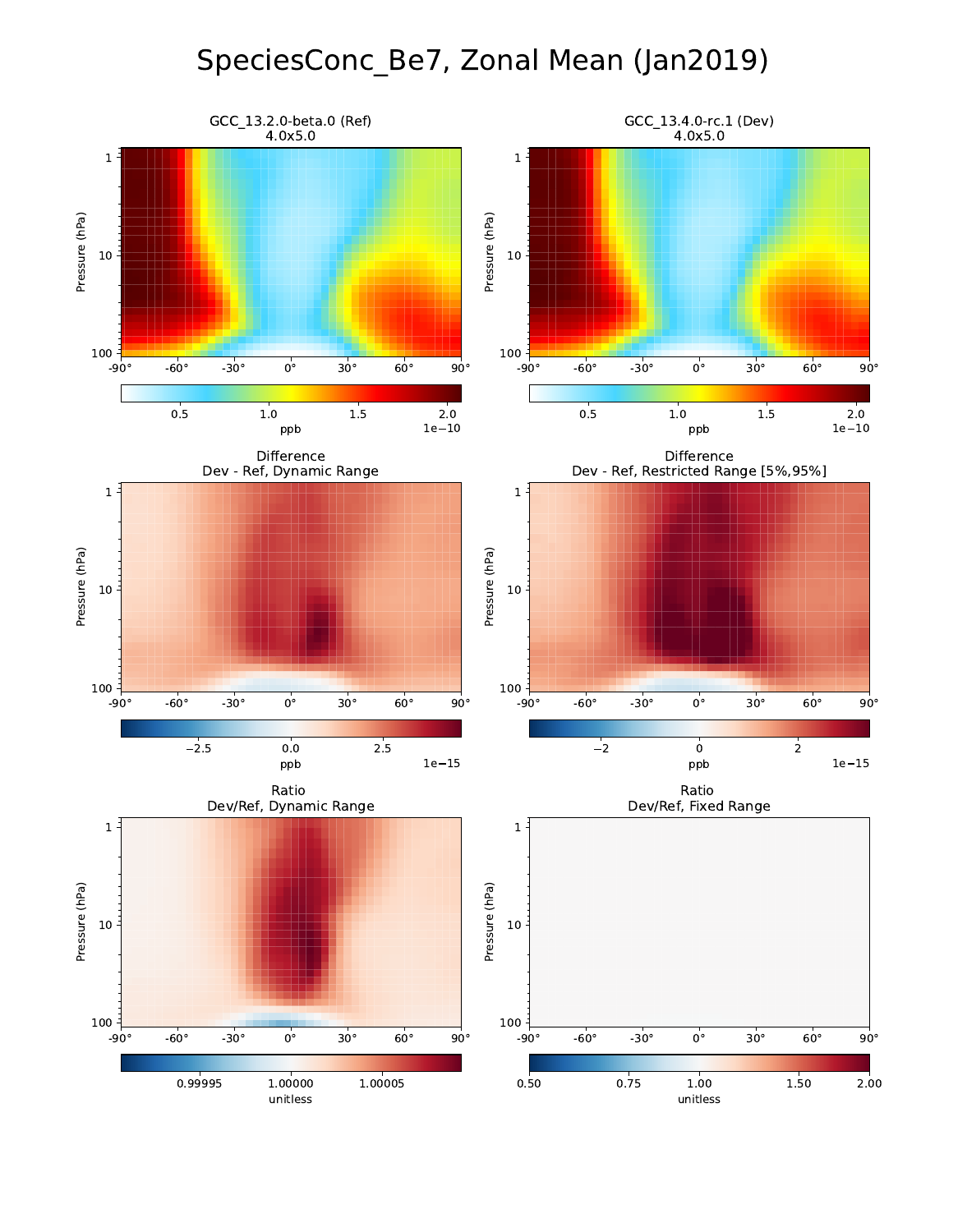# SpeciesConc_Be7, Zonal Mean (Jan2019)

GCC_13.2.0-beta.0 (Ref)
4.0x5.0

GCC_13.4.0-rc.1 (Dev)
4.0x5.0

Difference
Dev - Ref, Dynamic Range

Difference
Dev - Ref, Restricted Range [5%,95%]

Ratio
Dev/Ref, Dynamic Range

Ratio
Dev/Ref, Fixed Range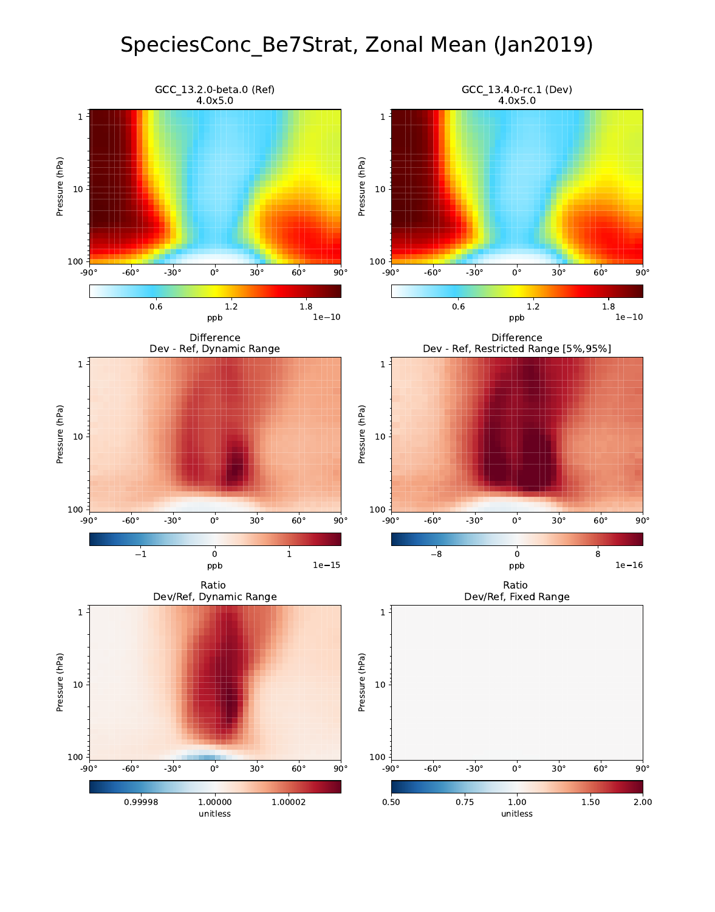# SpeciesConc_Be7Strat, Zonal Mean (Jan2019)

GCC_13.2.0-beta.0 (Ref)
4.0x5.0

GCC_13.4.0-rc.1 (Dev)
4.0x5.0

Difference
Dev - Ref, Dynamic Range

Difference
Dev - Ref, Restricted Range [5%,95%]

Ratio
Dev/Ref, Dynamic Range

Ratio
Dev/Ref, Fixed Range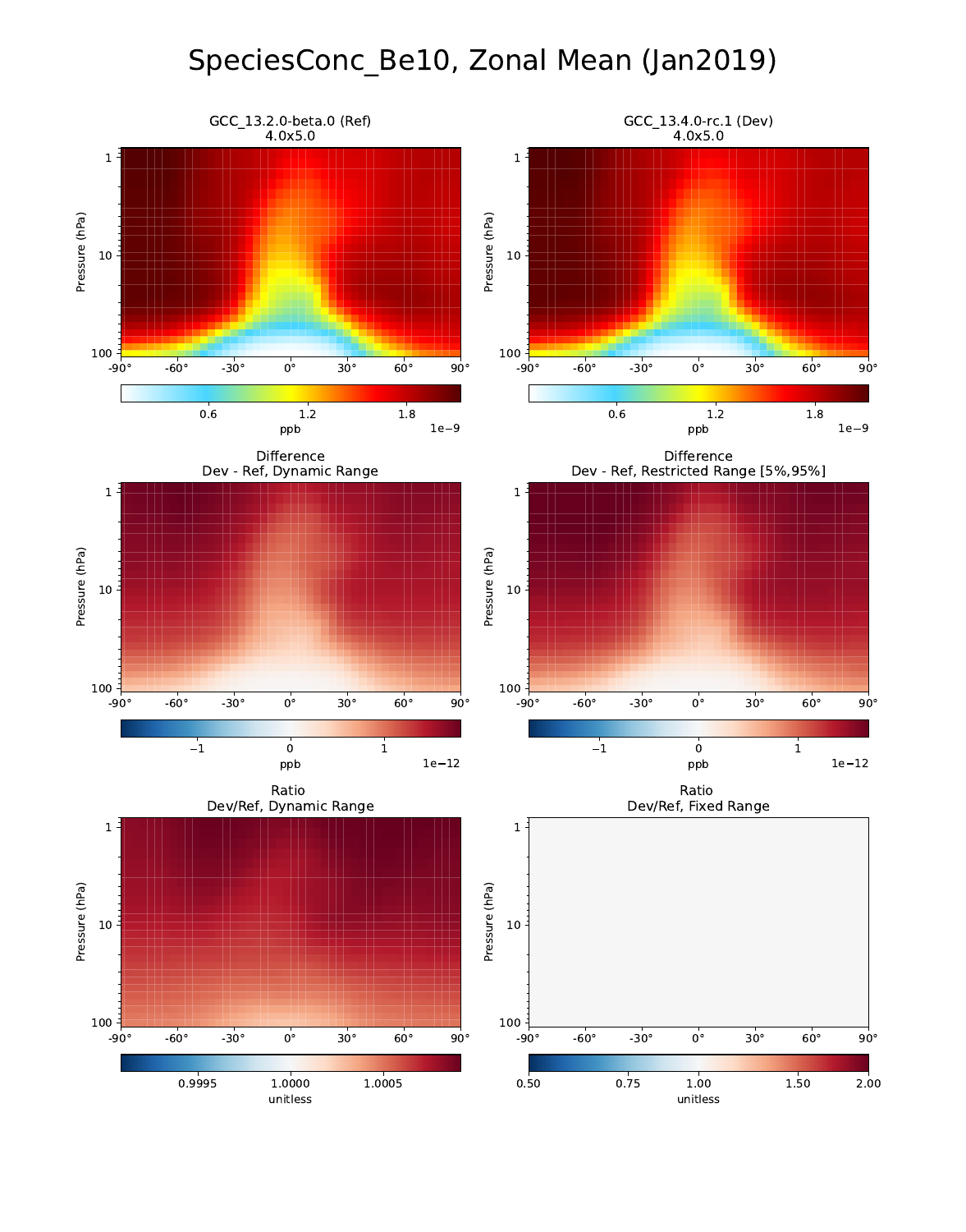# SpeciesConc_Be10, Zonal Mean (Jan2019)

GCC_13.2.0-beta.0 (Ref)
4.0x5.0

GCC_13.4.0-rc.1 (Dev)
4.0x5.0

Difference
Dev - Ref, Dynamic Range

Difference
Dev - Ref, Restricted Range [5%,95%]

Ratio
Dev/Ref, Dynamic Range

Ratio
Dev/Ref, Fixed Range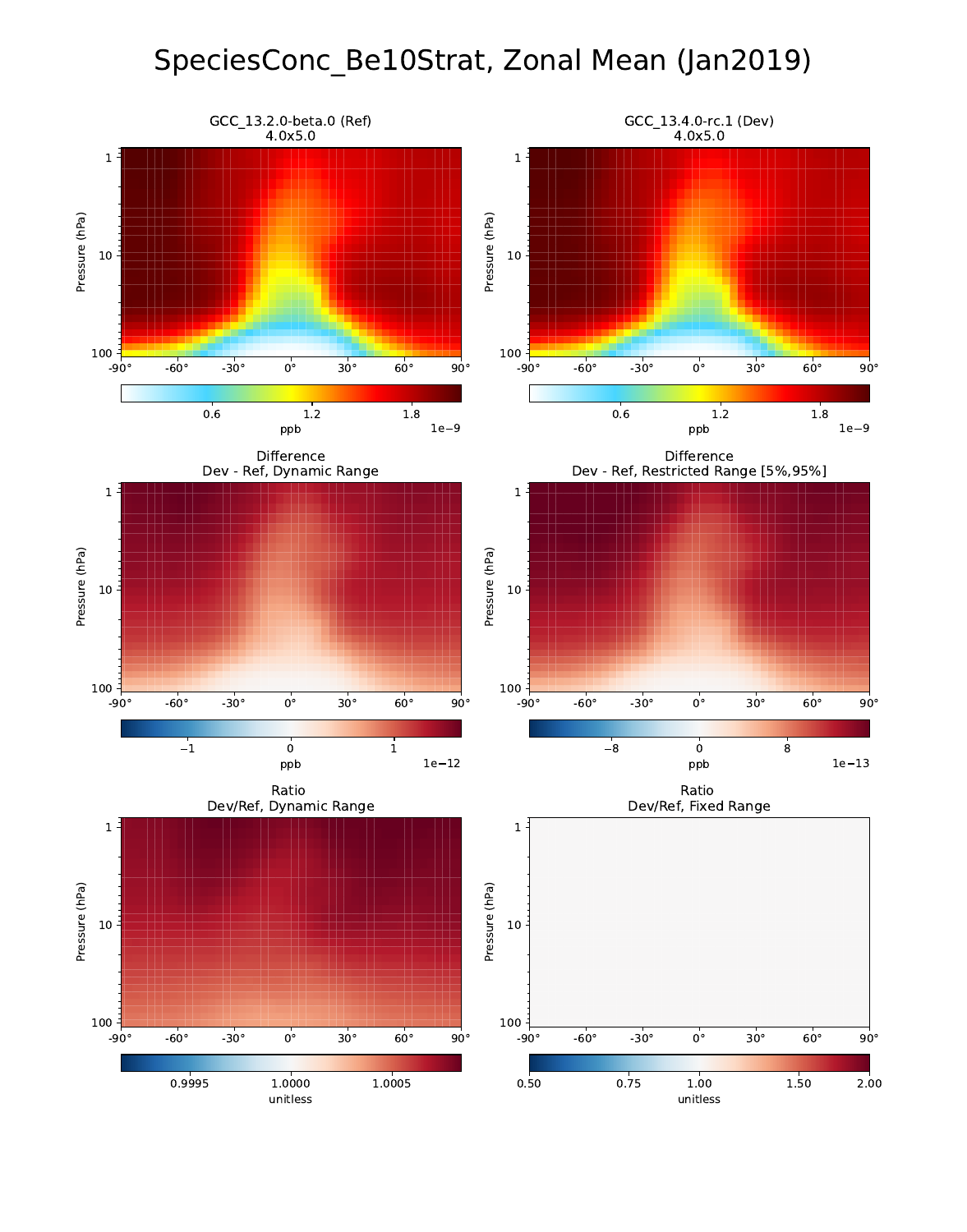# SpeciesConc_Be10Strat, Zonal Mean (Jan2019)

GCC_13.2.0-beta.0 (Ref)
4.0x5.0

Pressure (hPa)

1
10
100

-90° -60° -30° 0° 30° 60° 90°

0.6 1.2 1.8
ppb 1e−9

GCC_13.4.0-rc.1 (Dev)
4.0x5.0

Pressure (hPa)

1
10
100

-90° -60° -30° 0° 30° 60° 90°

0.6 1.2 1.8
ppb 1e−9

Difference
Dev - Ref, Dynamic Range

Pressure (hPa)

1
10
100

-90° -60° -30° 0° 30° 60° 90°

−1 0 1
ppb 1e−12

Difference
Dev - Ref, Restricted Range [5%,95%]

Pressure (hPa)

1
10
100

-90° -60° -30° 0° 30° 60° 90°

−8 0 8
ppb 1e−13

Ratio
Dev/Ref, Dynamic Range

Pressure (hPa)

1
10
100

-90° -60° -30° 0° 30° 60° 90°

0.9995 1.0000 1.0005
unitless

Ratio
Dev/Ref, Fixed Range

Pressure (hPa)

1
10
100

-90° -60° -30° 0° 30° 60° 90°

0.50 0.75 1.00 1.50 2.00
unitless